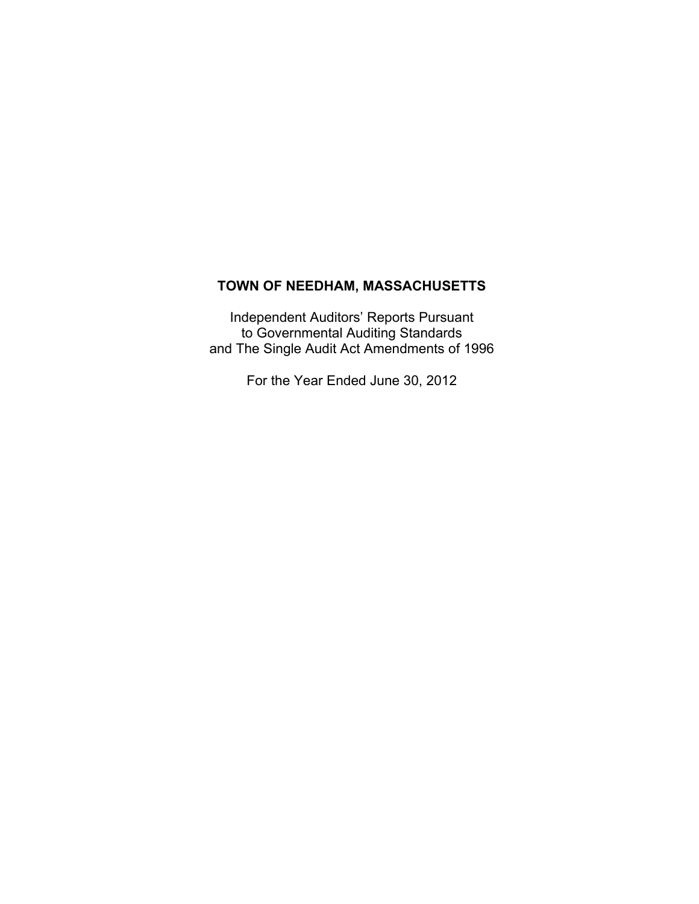# TOWN OF NEEDHAM, MASSACHUSETTS

Independent Auditors' Reports Pursuant
to Governmental Auditing Standards
and The Single Audit Act Amendments of 1996

For the Year Ended June 30, 2012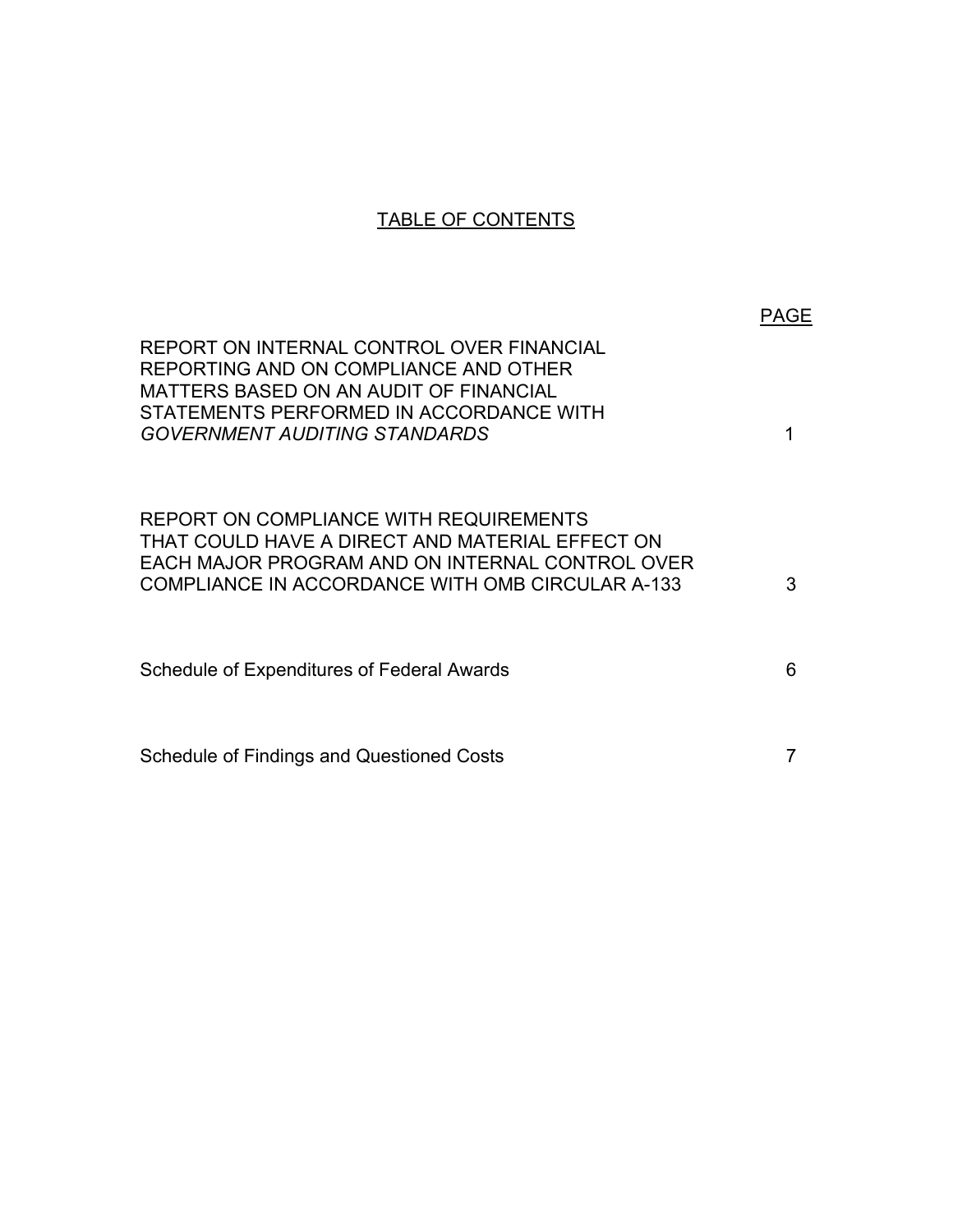# TABLE OF CONTENTS

| | PAGE |
|---|---|
| REPORT ON INTERNAL CONTROL OVER FINANCIAL REPORTING AND ON COMPLIANCE AND OTHER MATTERS BASED ON AN AUDIT OF FINANCIAL STATEMENTS PERFORMED IN ACCORDANCE WITH *GOVERNMENT AUDITING STANDARDS* | 1 |
| REPORT ON COMPLIANCE WITH REQUIREMENTS THAT COULD HAVE A DIRECT AND MATERIAL EFFECT ON EACH MAJOR PROGRAM AND ON INTERNAL CONTROL OVER COMPLIANCE IN ACCORDANCE WITH OMB CIRCULAR A-133 | 3 |
| Schedule of Expenditures of Federal Awards | 6 |
| Schedule of Findings and Questioned Costs | 7 |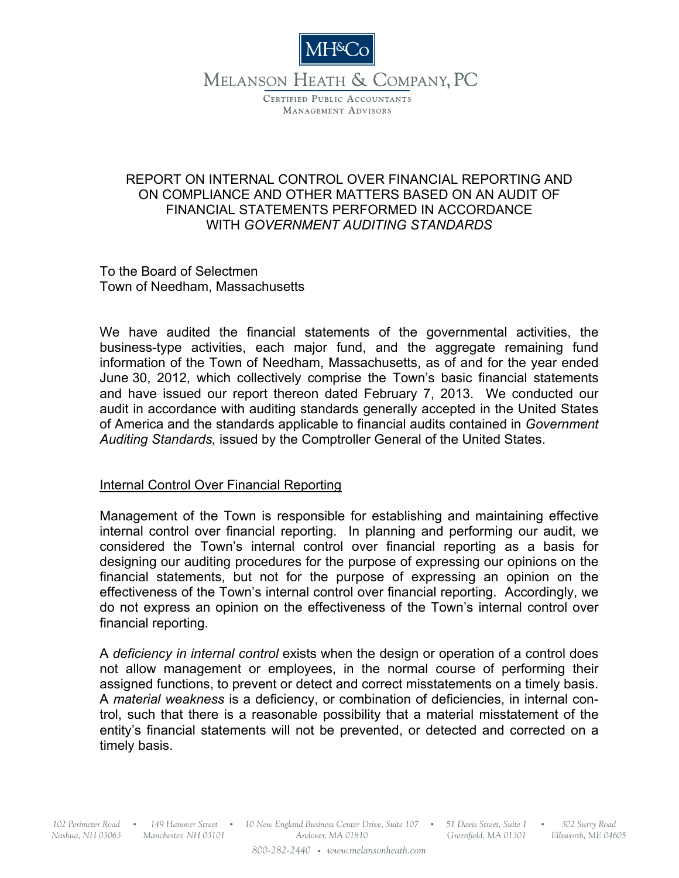# REPORT ON INTERNAL CONTROL OVER FINANCIAL REPORTING AND ON COMPLIANCE AND OTHER MATTERS BASED ON AN AUDIT OF FINANCIAL STATEMENTS PERFORMED IN ACCORDANCE WITH *GOVERNMENT AUDITING STANDARDS*

To the Board of Selectmen
Town of Needham, Massachusetts

We have audited the financial statements of the governmental activities, the business-type activities, each major fund, and the aggregate remaining fund information of the Town of Needham, Massachusetts, as of and for the year ended June 30, 2012, which collectively comprise the Town's basic financial statements and have issued our report thereon dated February 7, 2013. We conducted our audit in accordance with auditing standards generally accepted in the United States of America and the standards applicable to financial audits contained in *Government Auditing Standards,* issued by the Comptroller General of the United States.

## Internal Control Over Financial Reporting

Management of the Town is responsible for establishing and maintaining effective internal control over financial reporting. In planning and performing our audit, we considered the Town's internal control over financial reporting as a basis for designing our auditing procedures for the purpose of expressing our opinions on the financial statements, but not for the purpose of expressing an opinion on the effectiveness of the Town's internal control over financial reporting. Accordingly, we do not express an opinion on the effectiveness of the Town's internal control over financial reporting.

A *deficiency in internal control* exists when the design or operation of a control does not allow management or employees, in the normal course of performing their assigned functions, to prevent or detect and correct misstatements on a timely basis. A *material weakness* is a deficiency, or combination of deficiencies, in internal control, such that there is a reasonable possibility that a material misstatement of the entity's financial statements will not be prevented, or detected and corrected on a timely basis.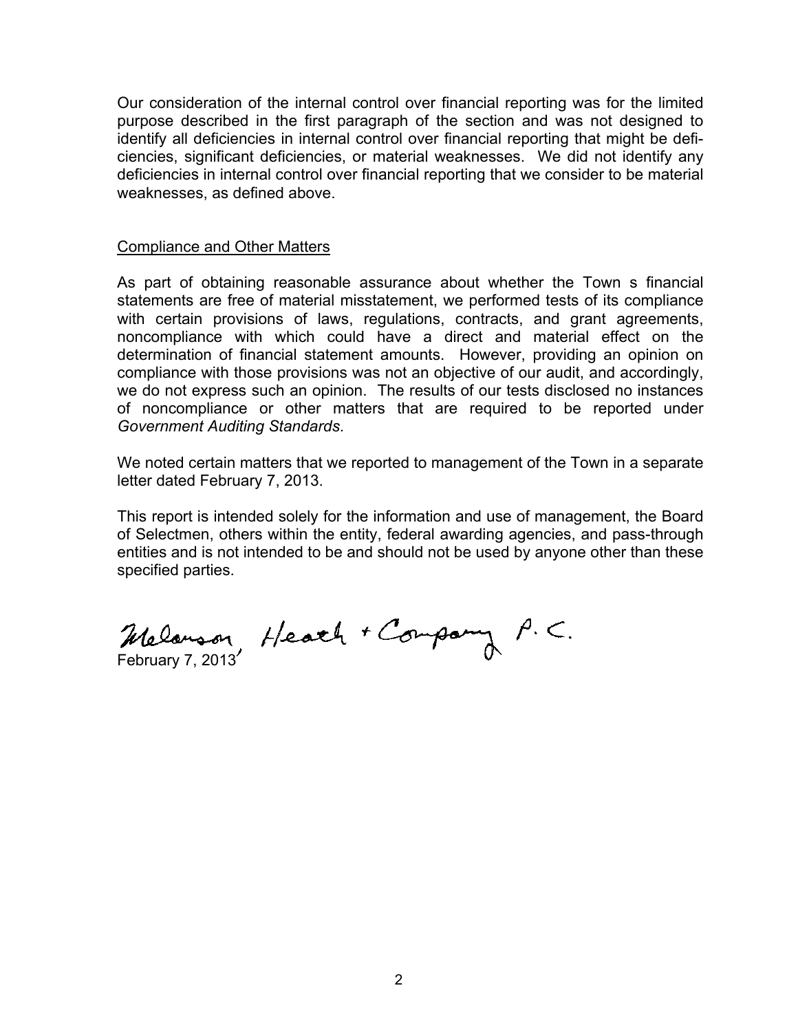Our consideration of the internal control over financial reporting was for the limited purpose described in the first paragraph of the section and was not designed to identify all deficiencies in internal control over financial reporting that might be deficiencies, significant deficiencies, or material weaknesses. We did not identify any deficiencies in internal control over financial reporting that we consider to be material weaknesses, as defined above.

## Compliance and Other Matters

As part of obtaining reasonable assurance about whether the Town s financial statements are free of material misstatement, we performed tests of its compliance with certain provisions of laws, regulations, contracts, and grant agreements, noncompliance with which could have a direct and material effect on the determination of financial statement amounts. However, providing an opinion on compliance with those provisions was not an objective of our audit, and accordingly, we do not express such an opinion. The results of our tests disclosed no instances of noncompliance or other matters that are required to be reported under *Government Auditing Standards*.

We noted certain matters that we reported to management of the Town in a separate letter dated February 7, 2013.

This report is intended solely for the information and use of management, the Board of Selectmen, others within the entity, federal awarding agencies, and pass-through entities and is not intended to be and should not be used by anyone other than these specified parties.

Melanson, Heath + Company P.C.

February 7, 2013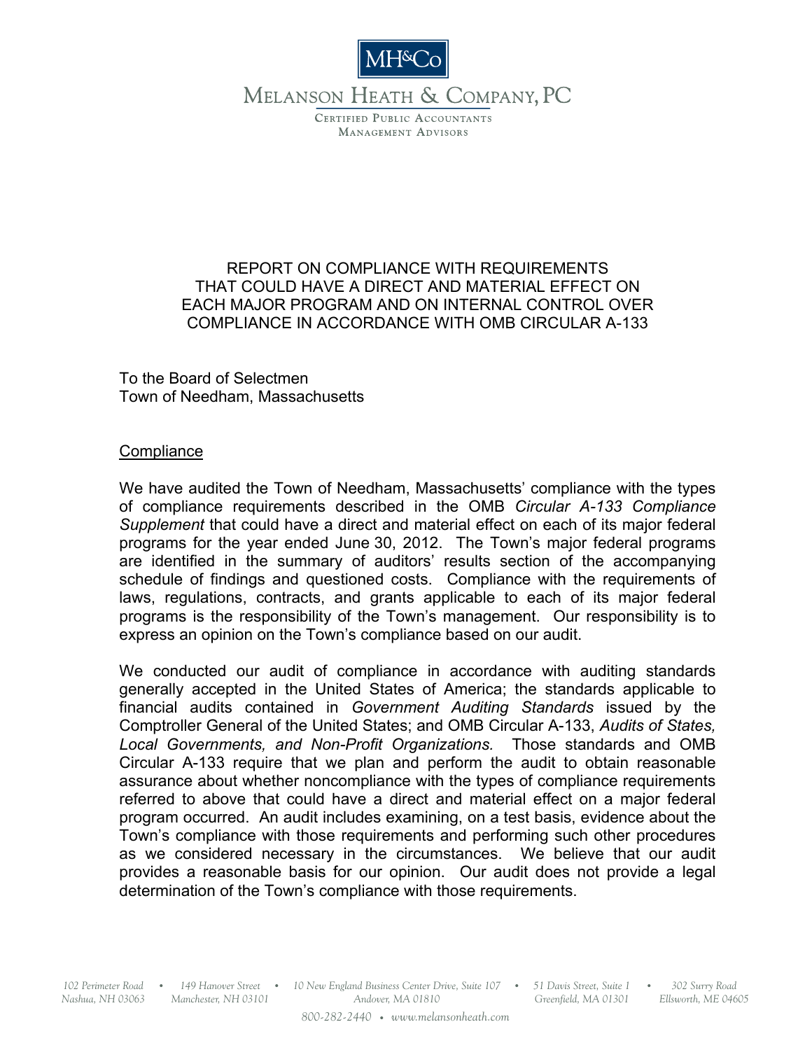# REPORT ON COMPLIANCE WITH REQUIREMENTS THAT COULD HAVE A DIRECT AND MATERIAL EFFECT ON EACH MAJOR PROGRAM AND ON INTERNAL CONTROL OVER COMPLIANCE IN ACCORDANCE WITH OMB CIRCULAR A-133

To the Board of Selectmen
Town of Needham, Massachusetts

## Compliance

We have audited the Town of Needham, Massachusetts' compliance with the types of compliance requirements described in the OMB *Circular A-133 Compliance Supplement* that could have a direct and material effect on each of its major federal programs for the year ended June 30, 2012. The Town's major federal programs are identified in the summary of auditors' results section of the accompanying schedule of findings and questioned costs. Compliance with the requirements of laws, regulations, contracts, and grants applicable to each of its major federal programs is the responsibility of the Town's management. Our responsibility is to express an opinion on the Town's compliance based on our audit.

We conducted our audit of compliance in accordance with auditing standards generally accepted in the United States of America; the standards applicable to financial audits contained in *Government Auditing Standards* issued by the Comptroller General of the United States; and OMB Circular A-133, *Audits of States, Local Governments, and Non-Profit Organizations.* Those standards and OMB Circular A-133 require that we plan and perform the audit to obtain reasonable assurance about whether noncompliance with the types of compliance requirements referred to above that could have a direct and material effect on a major federal program occurred. An audit includes examining, on a test basis, evidence about the Town's compliance with those requirements and performing such other procedures as we considered necessary in the circumstances. We believe that our audit provides a reasonable basis for our opinion. Our audit does not provide a legal determination of the Town's compliance with those requirements.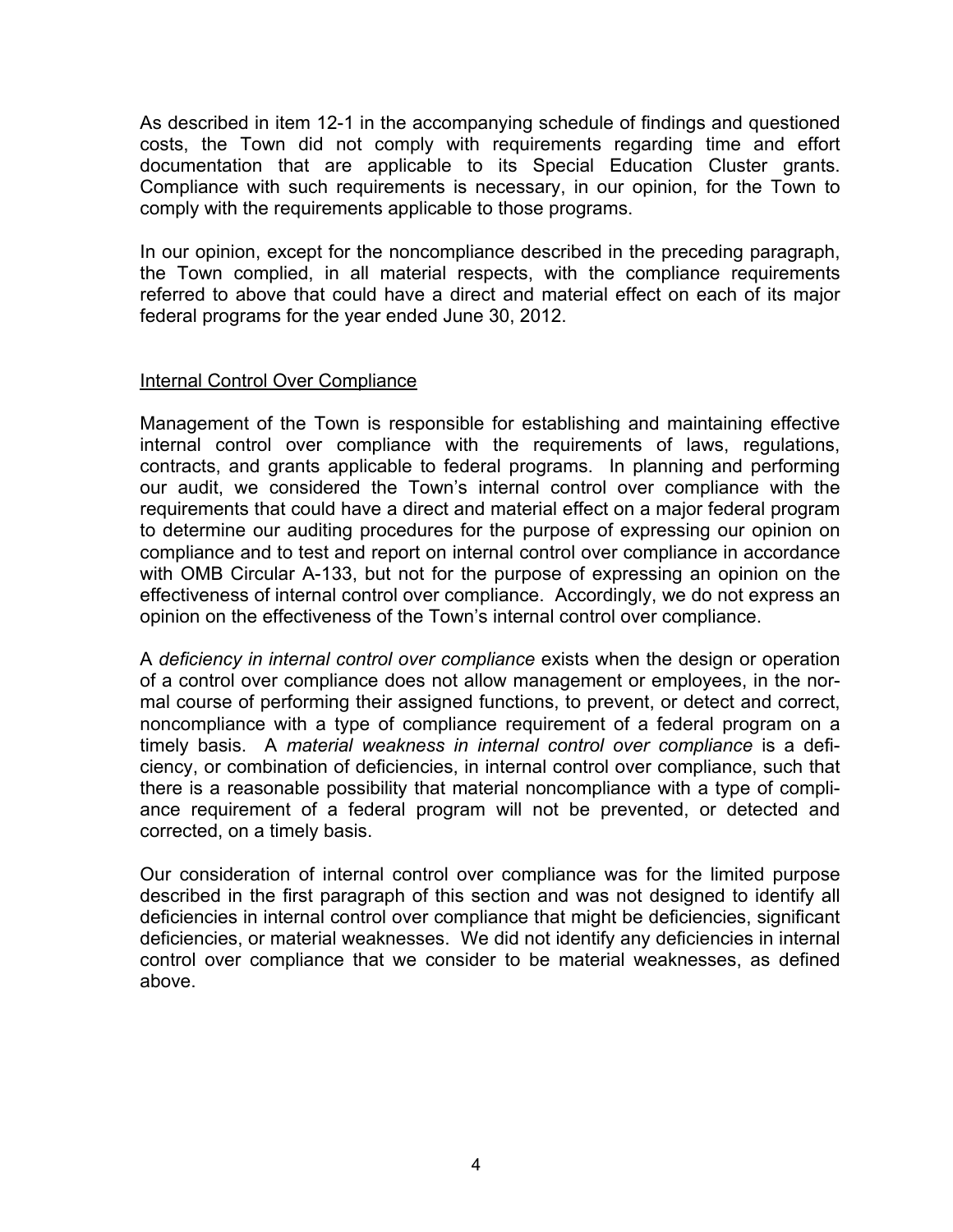As described in item 12-1 in the accompanying schedule of findings and questioned costs, the Town did not comply with requirements regarding time and effort documentation that are applicable to its Special Education Cluster grants. Compliance with such requirements is necessary, in our opinion, for the Town to comply with the requirements applicable to those programs.

In our opinion, except for the noncompliance described in the preceding paragraph, the Town complied, in all material respects, with the compliance requirements referred to above that could have a direct and material effect on each of its major federal programs for the year ended June 30, 2012.

## Internal Control Over Compliance

Management of the Town is responsible for establishing and maintaining effective internal control over compliance with the requirements of laws, regulations, contracts, and grants applicable to federal programs. In planning and performing our audit, we considered the Town's internal control over compliance with the requirements that could have a direct and material effect on a major federal program to determine our auditing procedures for the purpose of expressing our opinion on compliance and to test and report on internal control over compliance in accordance with OMB Circular A-133, but not for the purpose of expressing an opinion on the effectiveness of internal control over compliance. Accordingly, we do not express an opinion on the effectiveness of the Town's internal control over compliance.

A *deficiency in internal control over compliance* exists when the design or operation of a control over compliance does not allow management or employees, in the normal course of performing their assigned functions, to prevent, or detect and correct, noncompliance with a type of compliance requirement of a federal program on a timely basis. A *material weakness in internal control over compliance* is a deficiency, or combination of deficiencies, in internal control over compliance, such that there is a reasonable possibility that material noncompliance with a type of compliance requirement of a federal program will not be prevented, or detected and corrected, on a timely basis.

Our consideration of internal control over compliance was for the limited purpose described in the first paragraph of this section and was not designed to identify all deficiencies in internal control over compliance that might be deficiencies, significant deficiencies, or material weaknesses. We did not identify any deficiencies in internal control over compliance that we consider to be material weaknesses, as defined above.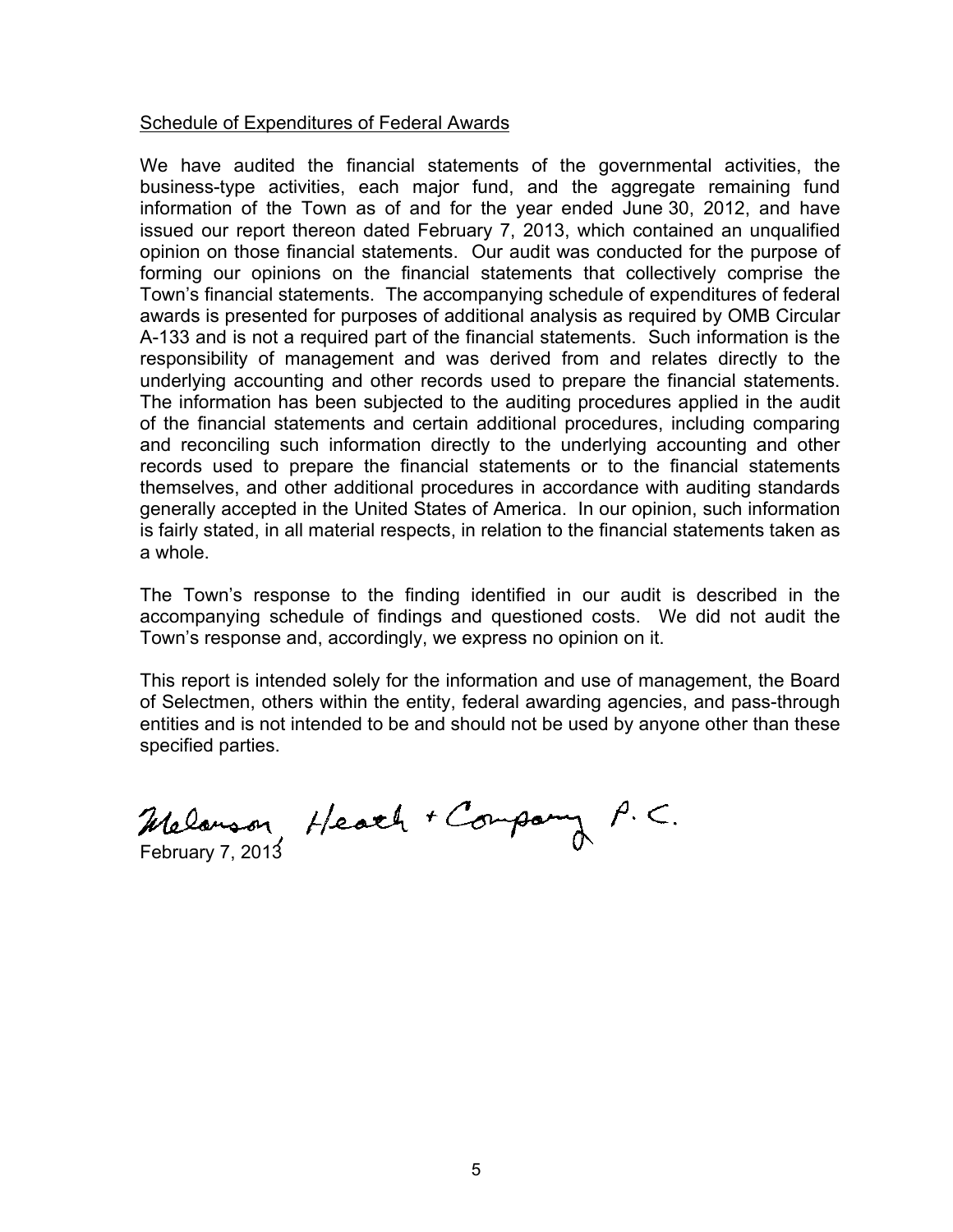Schedule of Expenditures of Federal Awards

We have audited the financial statements of the governmental activities, the business-type activities, each major fund, and the aggregate remaining fund information of the Town as of and for the year ended June 30, 2012, and have issued our report thereon dated February 7, 2013, which contained an unqualified opinion on those financial statements. Our audit was conducted for the purpose of forming our opinions on the financial statements that collectively comprise the Town's financial statements. The accompanying schedule of expenditures of federal awards is presented for purposes of additional analysis as required by OMB Circular A-133 and is not a required part of the financial statements. Such information is the responsibility of management and was derived from and relates directly to the underlying accounting and other records used to prepare the financial statements. The information has been subjected to the auditing procedures applied in the audit of the financial statements and certain additional procedures, including comparing and reconciling such information directly to the underlying accounting and other records used to prepare the financial statements or to the financial statements themselves, and other additional procedures in accordance with auditing standards generally accepted in the United States of America. In our opinion, such information is fairly stated, in all material respects, in relation to the financial statements taken as a whole.

The Town's response to the finding identified in our audit is described in the accompanying schedule of findings and questioned costs. We did not audit the Town's response and, accordingly, we express no opinion on it.

This report is intended solely for the information and use of management, the Board of Selectmen, others within the entity, federal awarding agencies, and pass-through entities and is not intended to be and should not be used by anyone other than these specified parties.

Melanson Heath + Company P.C.

February 7, 2013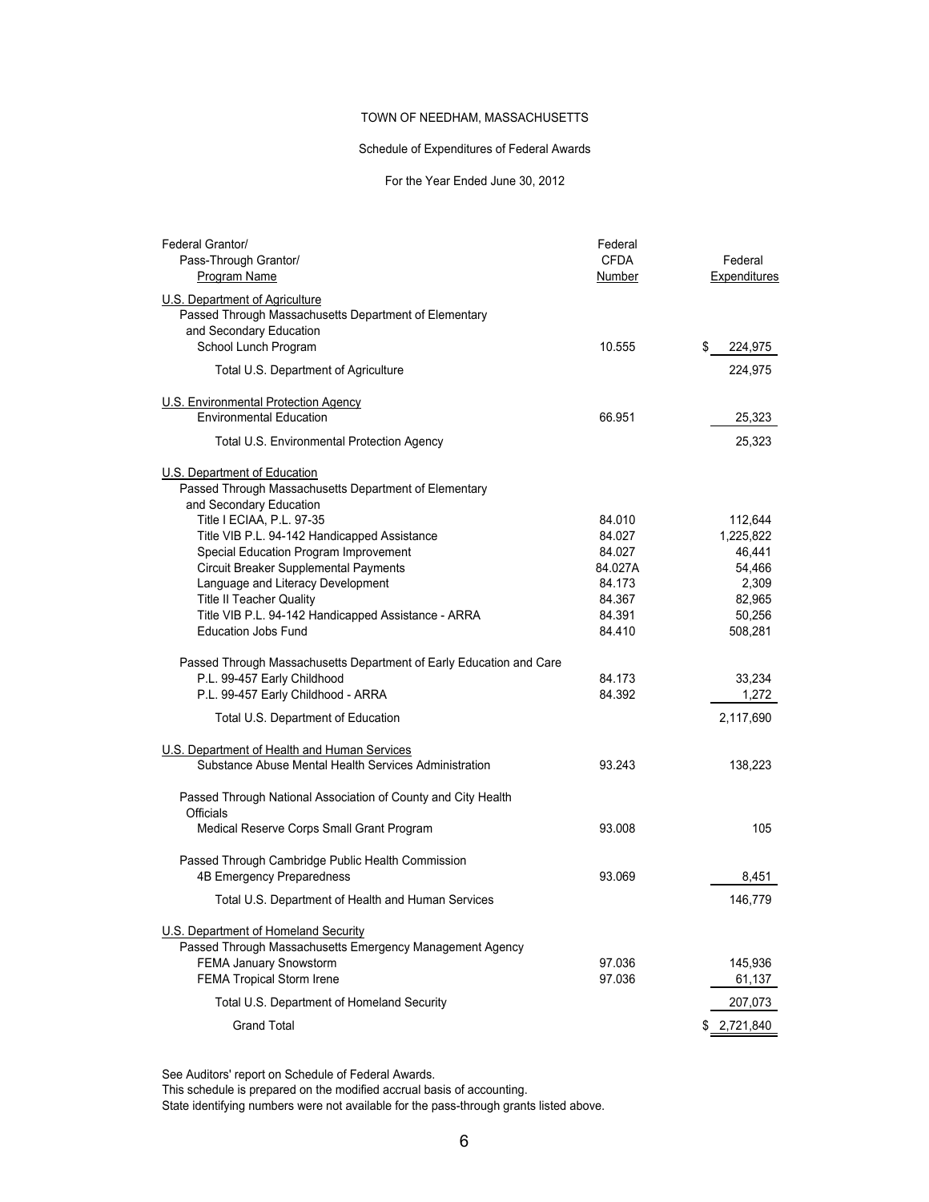TOWN OF NEEDHAM, MASSACHUSETTS

Schedule of Expenditures of Federal Awards

For the Year Ended June 30, 2012

| Federal Grantor/ Pass-Through Grantor/ Program Name | Federal CFDA Number | Federal Expenditures |
|---|---|---|
| U.S. Department of Agriculture | | |
| Passed Through Massachusetts Department of Elementary and Secondary Education | | |
| School Lunch Program | 10.555 | $ 224,975 |
| Total U.S. Department of Agriculture | | 224,975 |
| U.S. Environmental Protection Agency | | |
| Environmental Education | 66.951 | 25,323 |
| Total U.S. Environmental Protection Agency | | 25,323 |
| U.S. Department of Education | | |
| Passed Through Massachusetts Department of Elementary and Secondary Education | | |
| Title I ECIAA, P.L. 97-35 | 84.010 | 112,644 |
| Title VIB P.L. 94-142 Handicapped Assistance | 84.027 | 1,225,822 |
| Special Education Program Improvement | 84.027 | 46,441 |
| Circuit Breaker Supplemental Payments | 84.027A | 54,466 |
| Language and Literacy Development | 84.173 | 2,309 |
| Title II Teacher Quality | 84.367 | 82,965 |
| Title VIB P.L. 94-142 Handicapped Assistance - ARRA | 84.391 | 50,256 |
| Education Jobs Fund | 84.410 | 508,281 |
| Passed Through Massachusetts Department of Early Education and Care | | |
| P.L. 99-457 Early Childhood | 84.173 | 33,234 |
| P.L. 99-457 Early Childhood - ARRA | 84.392 | 1,272 |
| Total U.S. Department of Education | | 2,117,690 |
| U.S. Department of Health and Human Services | | |
| Substance Abuse Mental Health Services Administration | 93.243 | 138,223 |
| Passed Through National Association of County and City Health Officials | | |
| Medical Reserve Corps Small Grant Program | 93.008 | 105 |
| Passed Through Cambridge Public Health Commission | | |
| 4B Emergency Preparedness | 93.069 | 8,451 |
| Total U.S. Department of Health and Human Services | | 146,779 |
| U.S. Department of Homeland Security | | |
| Passed Through Massachusetts Emergency Management Agency | | |
| FEMA January Snowstorm | 97.036 | 145,936 |
| FEMA Tropical Storm Irene | 97.036 | 61,137 |
| Total U.S. Department of Homeland Security | | 207,073 |
| Grand Total | | $ 2,721,840 |

See Auditors' report on Schedule of Federal Awards.
This schedule is prepared on the modified accrual basis of accounting.
State identifying numbers were not available for the pass-through grants listed above.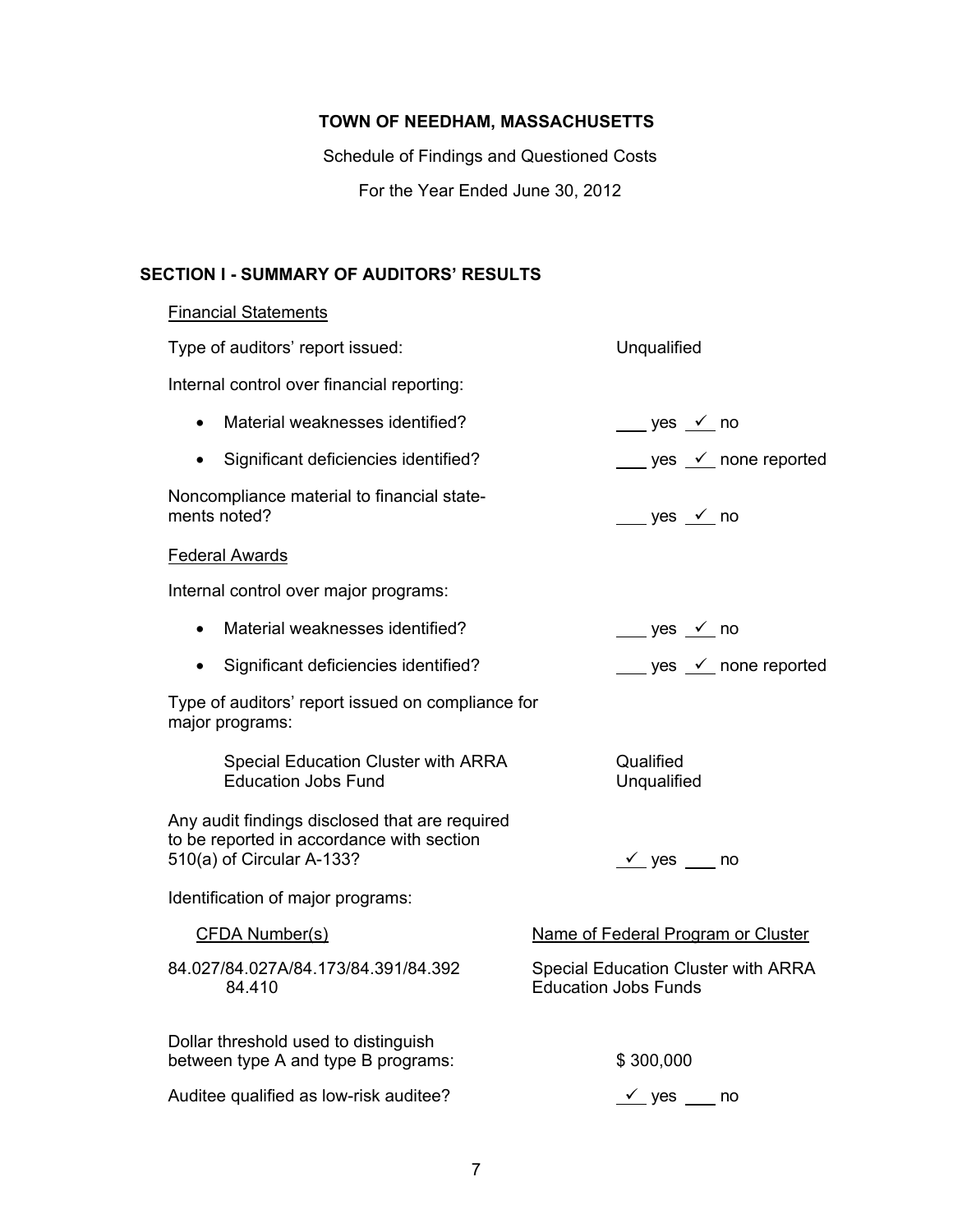**TOWN OF NEEDHAM, MASSACHUSETTS**

Schedule of Findings and Questioned Costs

For the Year Ended June 30, 2012

## SECTION I - SUMMARY OF AUDITORS' RESULTS

Financial Statements

Type of auditors' report issued: Unqualified

Internal control over financial reporting:

- Material weaknesses identified? ___ yes _✓_ no
- Significant deficiencies identified? ___ yes _✓_ none reported

Noncompliance material to financial statements noted? ___ yes _✓_ no

Federal Awards

Internal control over major programs:

- Material weaknesses identified? ___ yes _✓_ no
- Significant deficiencies identified? ___ yes _✓_ none reported

Type of auditors' report issued on compliance for major programs:

| | |
|---|---|
| Special Education Cluster with ARRA | Qualified |
| Education Jobs Fund | Unqualified |

Any audit findings disclosed that are required to be reported in accordance with section 510(a) of Circular A-133? _✓_ yes ___ no

Identification of major programs:

| CFDA Number(s) | Name of Federal Program or Cluster |
|---|---|
| 84.027/84.027A/84.173/84.391/84.392 | Special Education Cluster with ARRA |
| 84.410 | Education Jobs Funds |

Dollar threshold used to distinguish between type A and type B programs: $ 300,000

Auditee qualified as low-risk auditee? _✓_ yes ___ no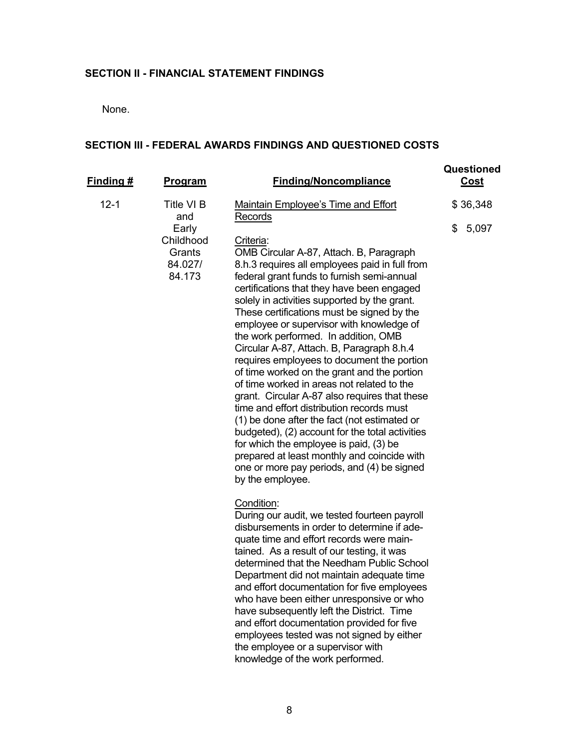## SECTION II - FINANCIAL STATEMENT FINDINGS

None.

## SECTION III - FEDERAL AWARDS FINDINGS AND QUESTIONED COSTS

| Finding # | Program | Finding/Noncompliance | Questioned Cost |
|---|---|---|---|
| 12-1 | Title VI B and Early Childhood Grants 84.027/ 84.173 | Maintain Employee's Time and Effort Records<br><br>Criteria:<br>OMB Circular A-87, Attach. B, Paragraph 8.h.3 requires all employees paid in full from federal grant funds to furnish semi-annual certifications that they have been engaged solely in activities supported by the grant. These certifications must be signed by the employee or supervisor with knowledge of the work performed. In addition, OMB Circular A-87, Attach. B, Paragraph 8.h.4 requires employees to document the portion of time worked on the grant and the portion of time worked in areas not related to the grant. Circular A-87 also requires that these time and effort distribution records must (1) be done after the fact (not estimated or budgeted), (2) account for the total activities for which the employee is paid, (3) be prepared at least monthly and coincide with one or more pay periods, and (4) be signed by the employee.<br><br>Condition:<br>During our audit, we tested fourteen payroll disbursements in order to determine if adequate time and effort records were maintained. As a result of our testing, it was determined that the Needham Public School Department did not maintain adequate time and effort documentation for five employees who have been either unresponsive or who have subsequently left the District. Time and effort documentation provided for five employees tested was not signed by either the employee or a supervisor with knowledge of the work performed. | \$ 36,348<br><br>\$ 5,097 |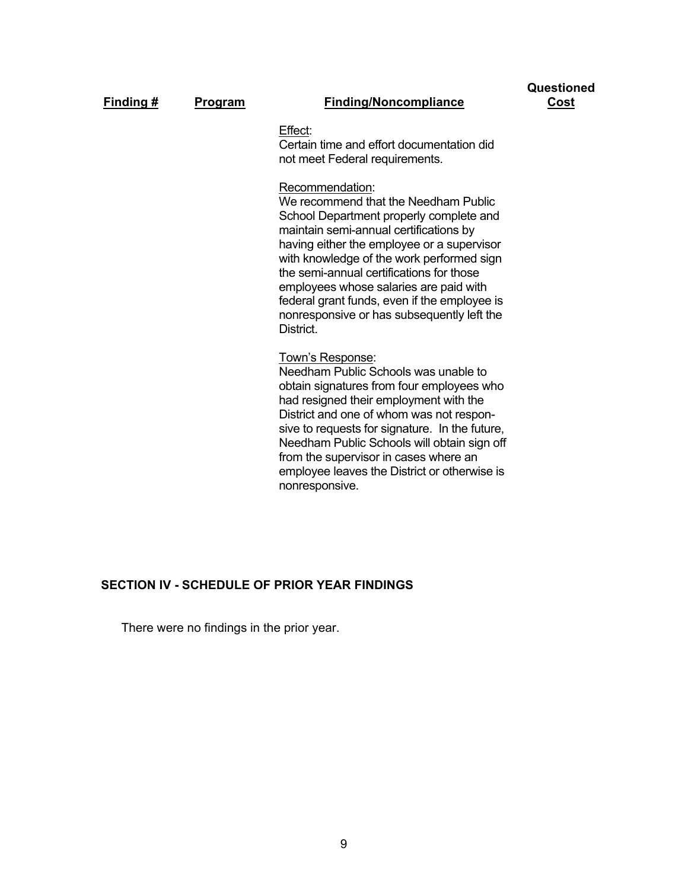| Finding # | Program | Finding/Noncompliance | Questioned Cost |
|---|---|---|---|
| | | <u>Effect</u>:<br>Certain time and effort documentation did not meet Federal requirements.<br><br><u>Recommendation</u>:<br>We recommend that the Needham Public School Department properly complete and maintain semi-annual certifications by having either the employee or a supervisor with knowledge of the work performed sign the semi-annual certifications for those employees whose salaries are paid with federal grant funds, even if the employee is nonresponsive or has subsequently left the District.<br><br><u>Town's Response</u>:<br>Needham Public Schools was unable to obtain signatures from four employees who had resigned their employment with the District and one of whom was not responsive to requests for signature. In the future, Needham Public Schools will obtain sign off from the supervisor in cases where an employee leaves the District or otherwise is nonresponsive. | |

## SECTION IV - SCHEDULE OF PRIOR YEAR FINDINGS

There were no findings in the prior year.